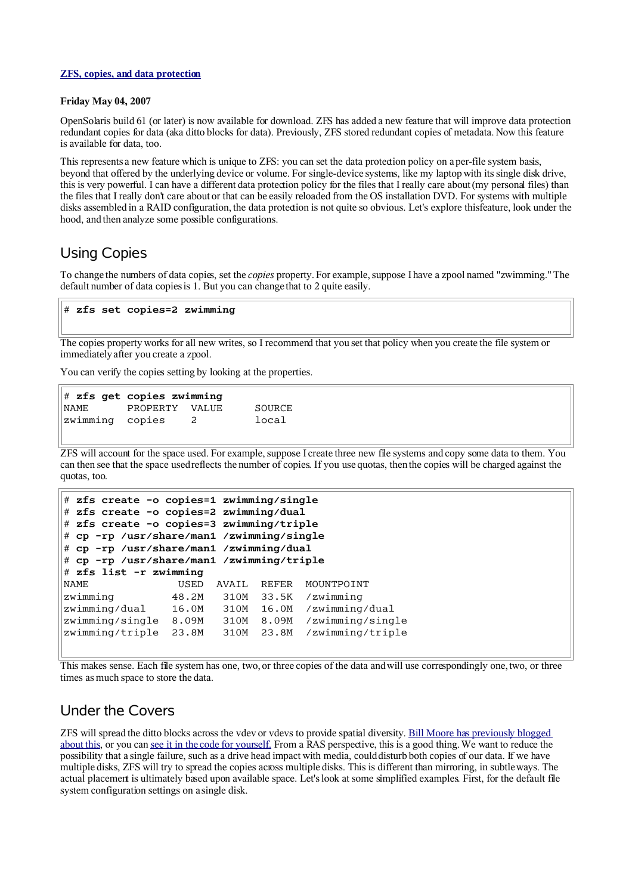**[ZFS, copies, and data protection](#)**

**Friday May 04, 2007**

OpenSolaris build 61 (or later) is now available for download. ZFS has added a new feature that will improve data protection redundant copies for data (aka ditto blocks for data). Previously, ZFS stored redundant copies of metadata. Now this feature is available for data, too.

This represents a new feature which is unique to ZFS: you can set the data protection policy on a per-file system basis, beyond that offered by the underlying device or volume. For single-device systems, like my laptop with its single disk drive, this is very powerful. I can have a different data protection policy for the files that I really care about (my personal files) than the files that I really don't care about or that can be easily reloaded from the OS installation DVD. For systems with multiple disks assembled in a RAID configuration, the data protection is not quite so obvious. Let's explore thisfeature, look under the hood, and then analyze some possible configurations.

## Using Copies

To change the numbers of data copies, set the *copies* property. For example, suppose I have a zpool named "zwimming." The default number of data copies is 1. But you can change that to 2 quite easily.

```
# zfs set copies=2 zwimming
```

The copies property works for all new writes, so I recommend that you set that policy when you create the file system or immediately after you create a zpool.

You can verify the copies setting by looking at the properties.

```
# zfs get copies zwimming
NAME      PROPERTY  VALUE     SOURCE
zwimming  copies    2         local
```

ZFS will account for the space used. For example, suppose I create three new file systems and copy some data to them. You can then see that the space used reflects the number of copies. If you use quotas, then the copies will be charged against the quotas, too.

```
# zfs create -o copies=1 zwimming/single
# zfs create -o copies=2 zwimming/dual
# zfs create -o copies=3 zwimming/triple
# cp -rp /usr/share/man1 /zwimming/single
# cp -rp /usr/share/man1 /zwimming/dual
# cp -rp /usr/share/man1 /zwimming/triple
# zfs list -r zwimming
NAME              USED  AVAIL  REFER  MOUNTPOINT
zwimming         48.2M   310M  33.5K  /zwimming
zwimming/dual    16.0M   310M  16.0M  /zwimming/dual
zwimming/single  8.09M   310M  8.09M  /zwimming/single
zwimming/triple  23.8M   310M  23.8M  /zwimming/triple
```

This makes sense. Each file system has one, two, or three copies of the data and will use correspondingly one, two, or three times as much space to store the data.

## Under the Covers

ZFS will spread the ditto blocks across the vdev or vdevs to provide spatial diversity. [Bill Moore has previously blogged about this](#), or you can [see it in the code for yourself.](#) From a RAS perspective, this is a good thing. We want to reduce the possibility that a single failure, such as a drive head impact with media, could disturb both copies of our data. If we have multiple disks, ZFS will try to spread the copies across multiple disks. This is different than mirroring, in subtle ways. The actual placement is ultimately based upon available space. Let's look at some simplified examples. First, for the default file system configuration settings on a single disk.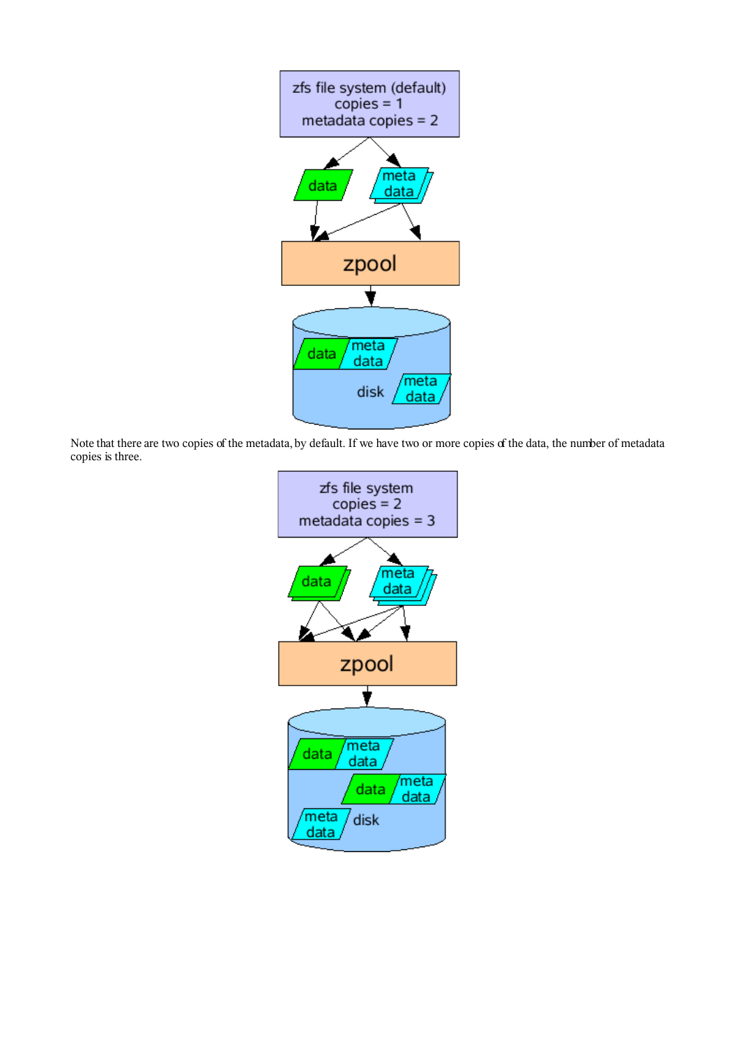Note that there are two copies of the metadata, by default. If we have two or more copies of the data, the number of metadata copies is three.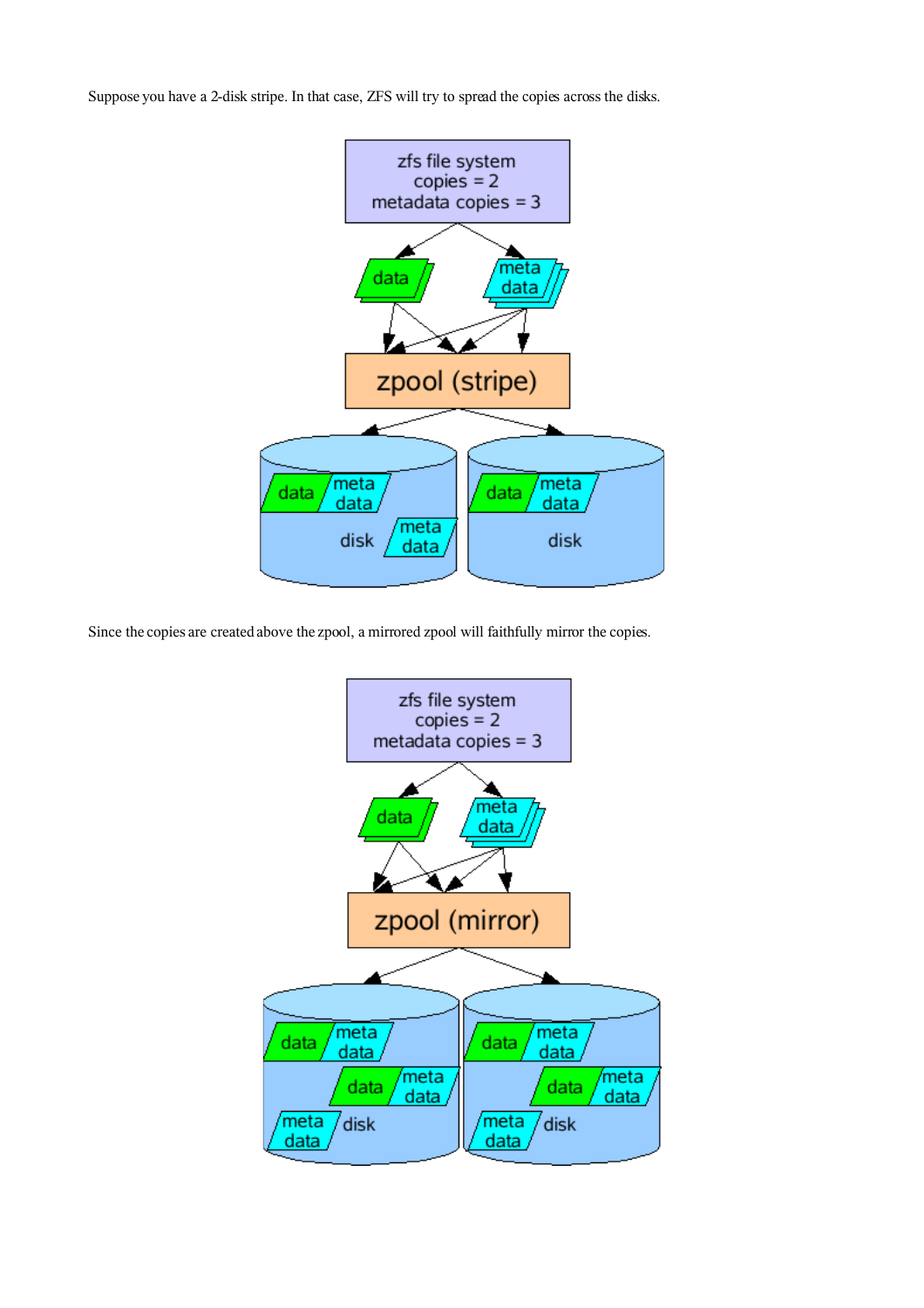Suppose you have a 2-disk stripe. In that case, ZFS will try to spread the copies across the disks.

Since the copies are created above the zpool, a mirrored zpool will faithfully mirror the copies.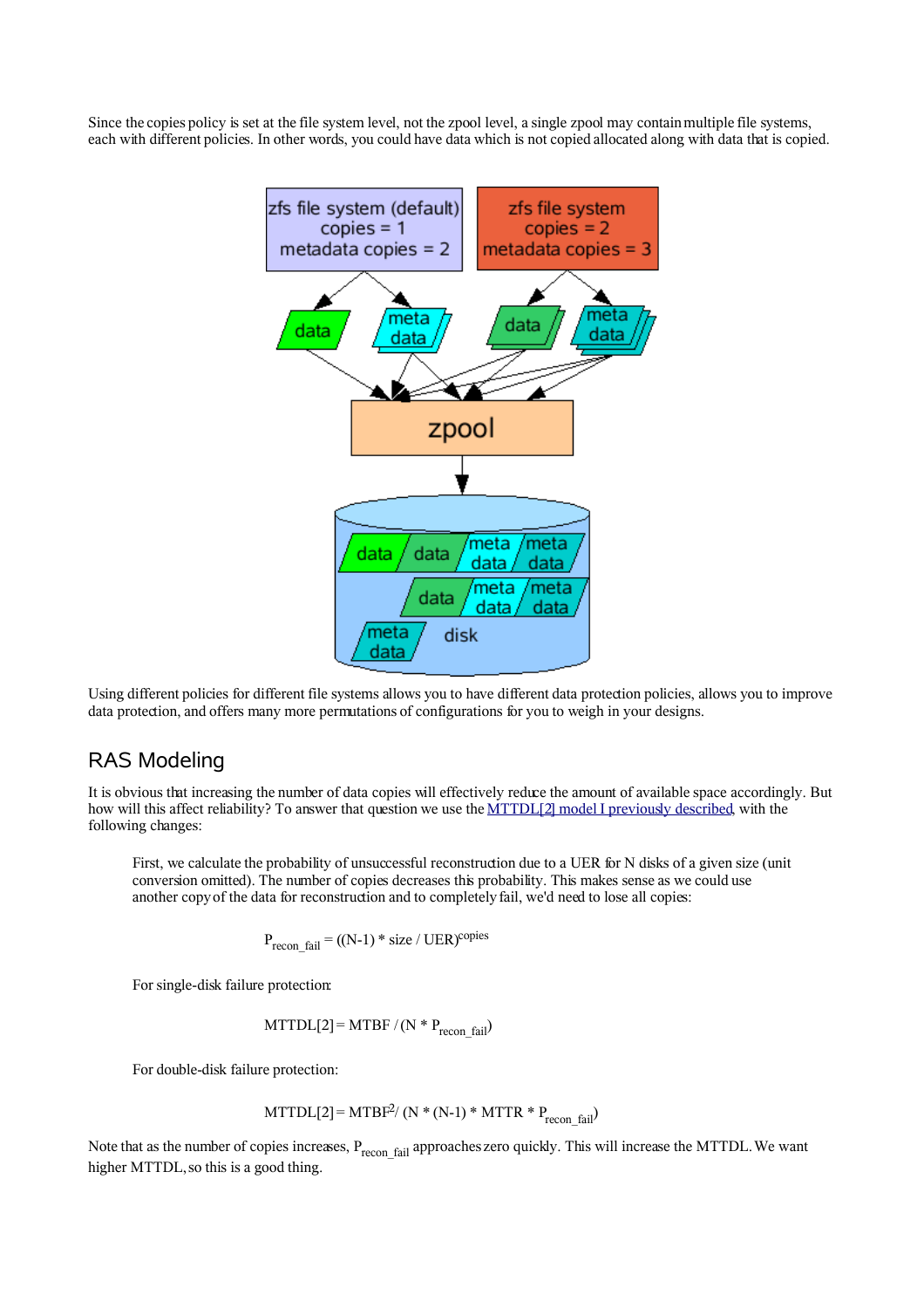Since the copies policy is set at the file system level, not the zpool level, a single zpool may contain multiple file systems, each with different policies. In other words, you could have data which is not copied allocated along with data that is copied.

Using different policies for different file systems allows you to have different data protection policies, allows you to improve data protection, and offers many more permutations of configurations for you to weigh in your designs.

## RAS Modeling

It is obvious that increasing the number of data copies will effectively reduce the amount of available space accordingly. But how will this affect reliability? To answer that question we use the MTTDL[2] model I previously described, with the following changes:

> First, we calculate the probability of unsuccessful reconstruction due to a UER for N disks of a given size (unit conversion omitted). The number of copies decreases this probability. This makes sense as we could use another copy of the data for reconstruction and to completely fail, we'd need to lose all copies:
>
> $$P_{recon\_fail} = ((N-1) * size / UER)^{copies}$$
>
> For single-disk failure protection:
>
> $$MTTDL[2] = MTBF / (N * P_{recon\_fail})$$
>
> For double-disk failure protection:
>
> $$MTTDL[2] = MTBF^2 / (N * (N-1) * MTTR * P_{recon\_fail})$$

Note that as the number of copies increases, $P_{recon\_fail}$ approaches zero quickly. This will increase the MTTDL. We want higher MTTDL, so this is a good thing.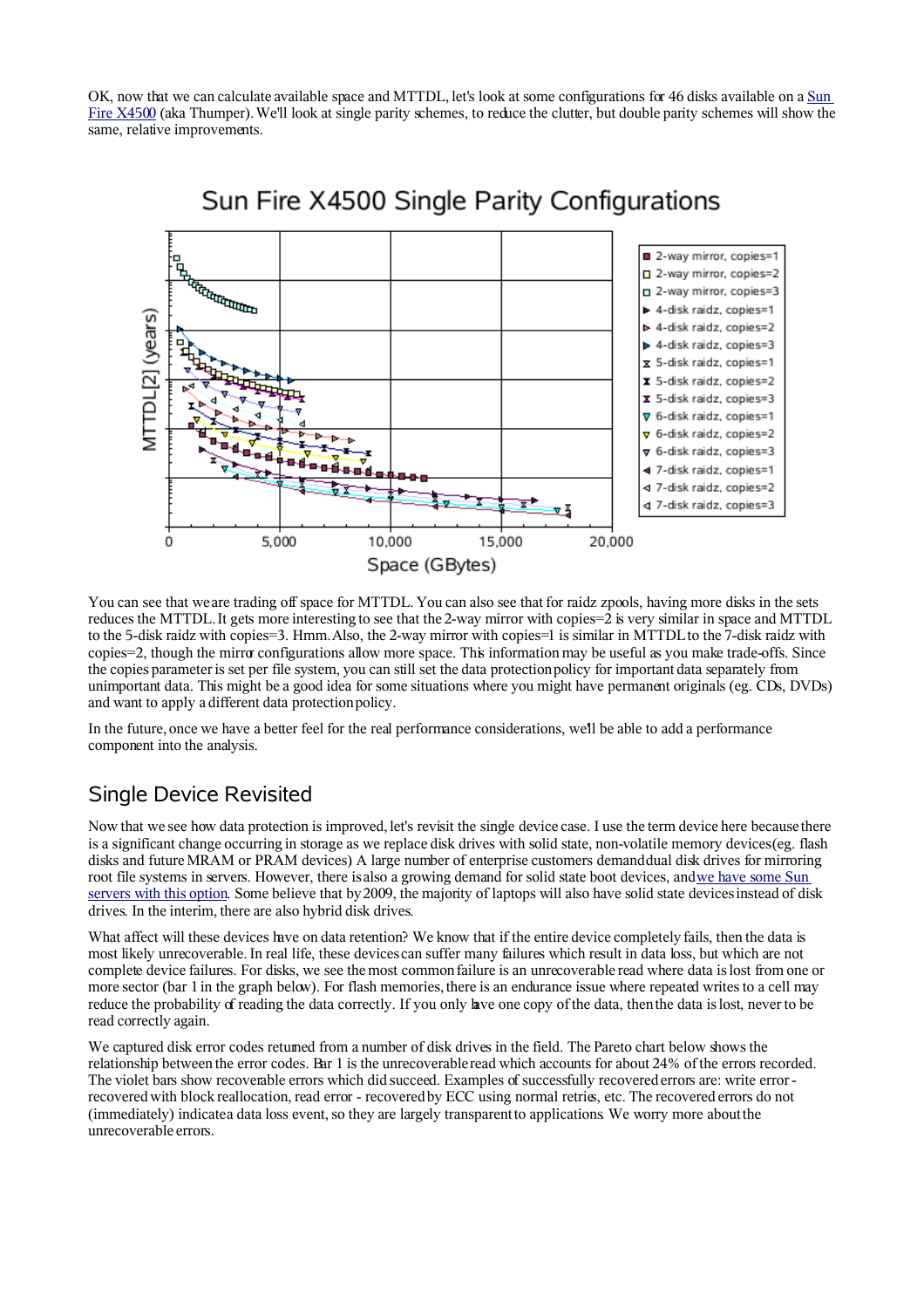OK, now that we can calculate available space and MTTDL, let's look at some configurations for 46 disks available on a Sun Fire X4500 (aka Thumper). We'll look at single parity schemes, to reduce the clutter, but double parity schemes will show the same, relative improvements.

You can see that we are trading off space for MTTDL. You can also see that for raidz zpools, having more disks in the sets reduces the MTTDL. It gets more interesting to see that the 2-way mirror with copies=2 is very similar in space and MTTDL to the 5-disk raidz with copies=3. Hmm. Also, the 2-way mirror with copies=1 is similar in MTTDL to the 7-disk raidz with copies=2, though the mirror configurations allow more space. This information may be useful as you make trade-offs. Since the copies parameter is set per file system, you can still set the data protection policy for important data separately from unimportant data. This might be a good idea for some situations where you might have permanent originals (eg. CDs, DVDs) and want to apply a different data protection policy.

In the future, once we have a better feel for the real performance considerations, we'll be able to add a performance component into the analysis.

## Single Device Revisited

Now that we see how data protection is improved, let's revisit the single device case. I use the term device here because there is a significant change occurring in storage as we replace disk drives with solid state, non-volatile memory devices (eg. flash disks and future MRAM or PRAM devices) A large number of enterprise customers demand dual disk drives for mirroring root file systems in servers. However, there is also a growing demand for solid state boot devices, and we have some Sun servers with this option. Some believe that by 2009, the majority of laptops will also have solid state devices instead of disk drives. In the interim, there are also hybrid disk drives.

What affect will these devices have on data retention? We know that if the entire device completely fails, then the data is most likely unrecoverable. In real life, these devices can suffer many failures which result in data loss, but which are not complete device failures. For disks, we see the most common failure is an unrecoverable read where data is lost from one or more sector (bar 1 in the graph below). For flash memories, there is an endurance issue where repeated writes to a cell may reduce the probability of reading the data correctly. If you only have one copy of the data, then the data is lost, never to be read correctly again.

We captured disk error codes returned from a number of disk drives in the field. The Pareto chart below shows the relationship between the error codes. Bar 1 is the unrecoverable read which accounts for about 24% of the errors recorded. The violet bars show recoverable errors which did succeed. Examples of successfully recovered errors are: write error - recovered with block reallocation, read error - recovered by ECC using normal retries, etc. The recovered errors do not (immediately) indicate a data loss event, so they are largely transparent to applications. We worry more about the unrecoverable errors.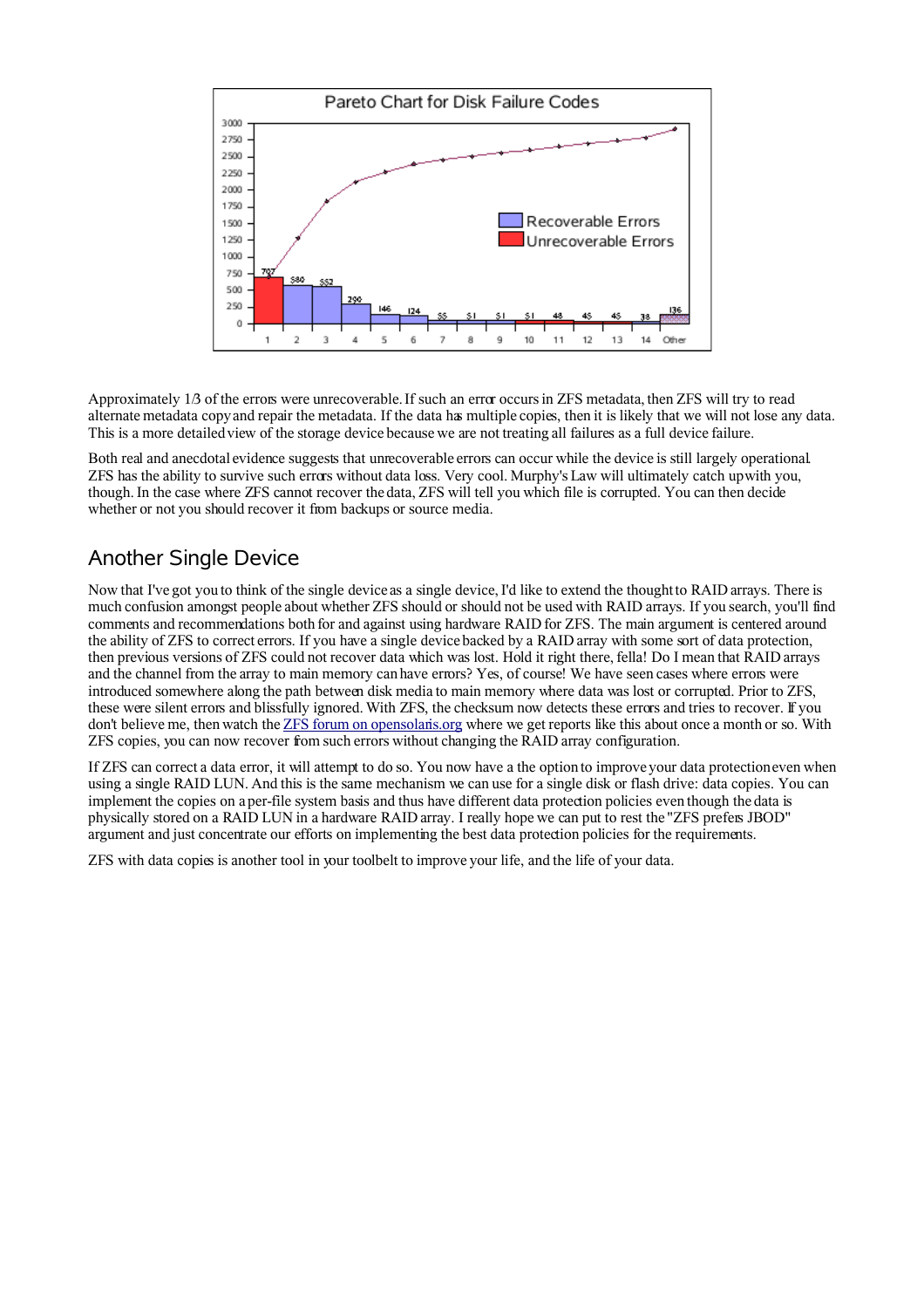Pareto Chart for Disk Failure Codes

3000
2750
2500
2250
2000
1750
1500
1250
1000
750
500
250
0

707
580
552
296
146
124
55
51
51
51
48
45
45
38
136

1 2 3 4 5 6 7 8 9 10 11 12 13 14 Other

Recoverable Errors
Unrecoverable Errors

Approximately 1/3 of the errors were unrecoverable. If such an error occurs in ZFS metadata, then ZFS will try to read alternate metadata copy and repair the metadata. If the data has multiple copies, then it is likely that we will not lose any data. This is a more detailed view of the storage device because we are not treating all failures as a full device failure.

Both real and anecdotal evidence suggests that unrecoverable errors can occur while the device is still largely operational. ZFS has the ability to survive such errors without data loss. Very cool. Murphy's Law will ultimately catch up with you, though. In the case where ZFS cannot recover the data, ZFS will tell you which file is corrupted. You can then decide whether or not you should recover it from backups or source media.

## Another Single Device

Now that I've got you to think of the single device as a single device, I'd like to extend the thought to RAID arrays. There is much confusion amongst people about whether ZFS should or should not be used with RAID arrays. If you search, you'll find comments and recommendations both for and against using hardware RAID for ZFS. The main argument is centered around the ability of ZFS to correct errors. If you have a single device backed by a RAID array with some sort of data protection, then previous versions of ZFS could not recover data which was lost. Hold it right there, fella! Do I mean that RAID arrays and the channel from the array to main memory can have errors? Yes, of course! We have seen cases where errors were introduced somewhere along the path between disk media to main memory where data was lost or corrupted. Prior to ZFS, these were silent errors and blissfully ignored. With ZFS, the checksum now detects these errors and tries to recover. If you don't believe me, then watch the ZFS forum on opensolaris.org where we get reports like this about once a month or so. With ZFS copies, you can now recover from such errors without changing the RAID array configuration.

If ZFS can correct a data error, it will attempt to do so. You now have a the option to improve your data protection even when using a single RAID LUN. And this is the same mechanism we can use for a single disk or flash drive: data copies. You can implement the copies on a per-file system basis and thus have different data protection policies even though the data is physically stored on a RAID LUN in a hardware RAID array. I really hope we can put to rest the "ZFS prefers JBOD" argument and just concentrate our efforts on implementing the best data protection policies for the requirements.

ZFS with data copies is another tool in your toolbelt to improve your life, and the life of your data.